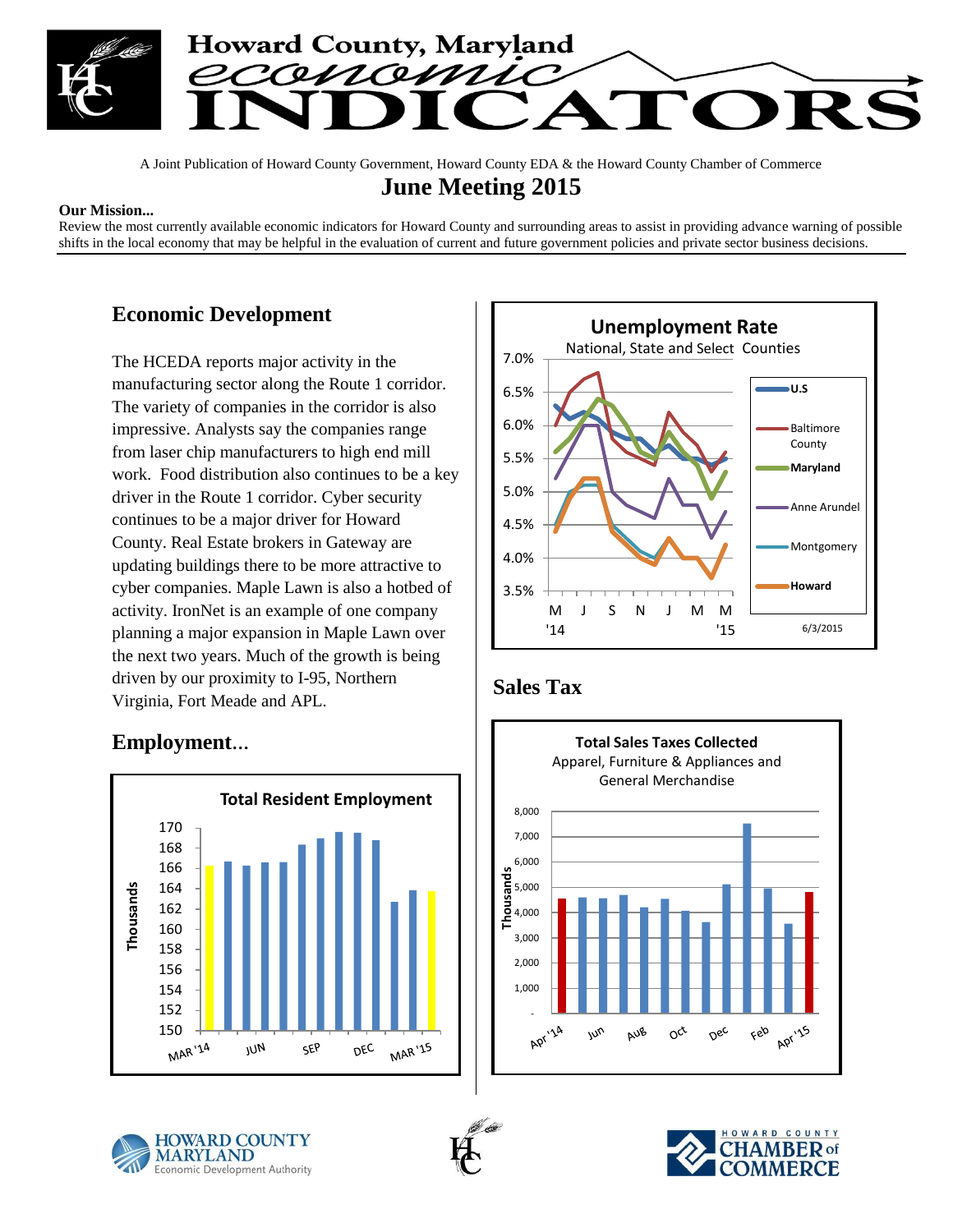# Howard County, Maryland economic INDICATORS

A Joint Publication of Howard County Government, Howard County EDA & the Howard County Chamber of Commerce

## June Meeting 2015

**Our Mission...**

Review the most currently available economic indicators for Howard County and surrounding areas to assist in providing advance warning of possible shifts in the local economy that may be helpful in the evaluation of current and future government policies and private sector business decisions.

## Economic Development

The HCEDA reports major activity in the manufacturing sector along the Route 1 corridor. The variety of companies in the corridor is also impressive. Analysts say the companies range from laser chip manufacturers to high end mill work. Food distribution also continues to be a key driver in the Route 1 corridor. Cyber security continues to be a major driver for Howard County. Real Estate brokers in Gateway are updating buildings there to be more attractive to cyber companies. Maple Lawn is also a hotbed of activity. IronNet is an example of one company planning a major expansion in Maple Lawn over the next two years. Much of the growth is being driven by our proximity to I-95, Northern Virginia, Fort Meade and APL.

## Employment...

**Total Resident Employment**

(Thousands; MAR '14 – MAR '15)

**Unemployment Rate**
National, State and Select Counties

(U.S, Baltimore County, Maryland, Anne Arundel, Montgomery, Howard; M '14 – M '15; 6/3/2015)

## Sales Tax

**Total Sales Taxes Collected**
Apparel, Furniture & Appliances and General Merchandise

(Thousands; Apr '14 – Apr '15)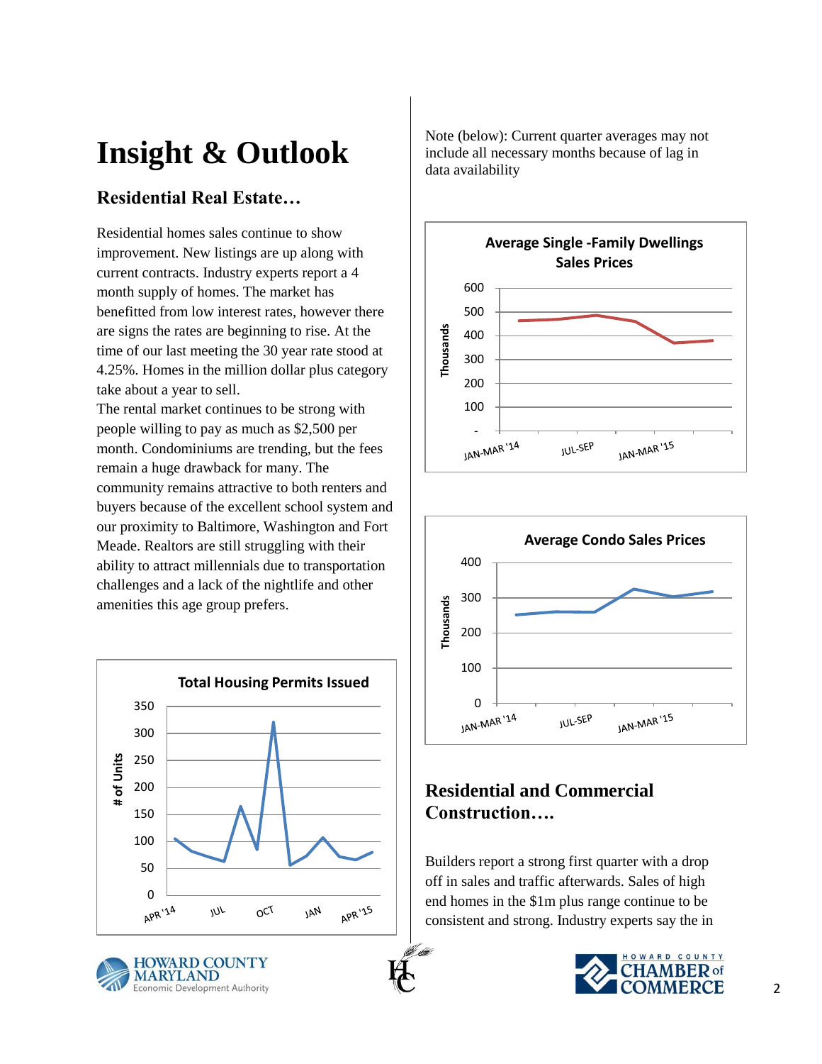# Insight & Outlook

## Residential Real Estate…

Residential homes sales continue to show improvement. New listings are up along with current contracts. Industry experts report a 4 month supply of homes. The market has benefitted from low interest rates, however there are signs the rates are beginning to rise. At the time of our last meeting the 30 year rate stood at 4.25%. Homes in the million dollar plus category take about a year to sell.

The rental market continues to be strong with people willing to pay as much as $2,500 per month. Condominiums are trending, but the fees remain a huge drawback for many. The community remains attractive to both renters and buyers because of the excellent school system and our proximity to Baltimore, Washington and Fort Meade. Realtors are still struggling with their ability to attract millennials due to transportation challenges and a lack of the nightlife and other amenities this age group prefers.

**Total Housing Permits Issued**

Note (below): Current quarter averages may not include all necessary months because of lag in data availability

**Average Single -Family Dwellings Sales Prices**

**Average Condo Sales Prices**

## Residential and Commercial Construction….

Builders report a strong first quarter with a drop off in sales and traffic afterwards. Sales of high end homes in the $1m plus range continue to be consistent and strong. Industry experts say the in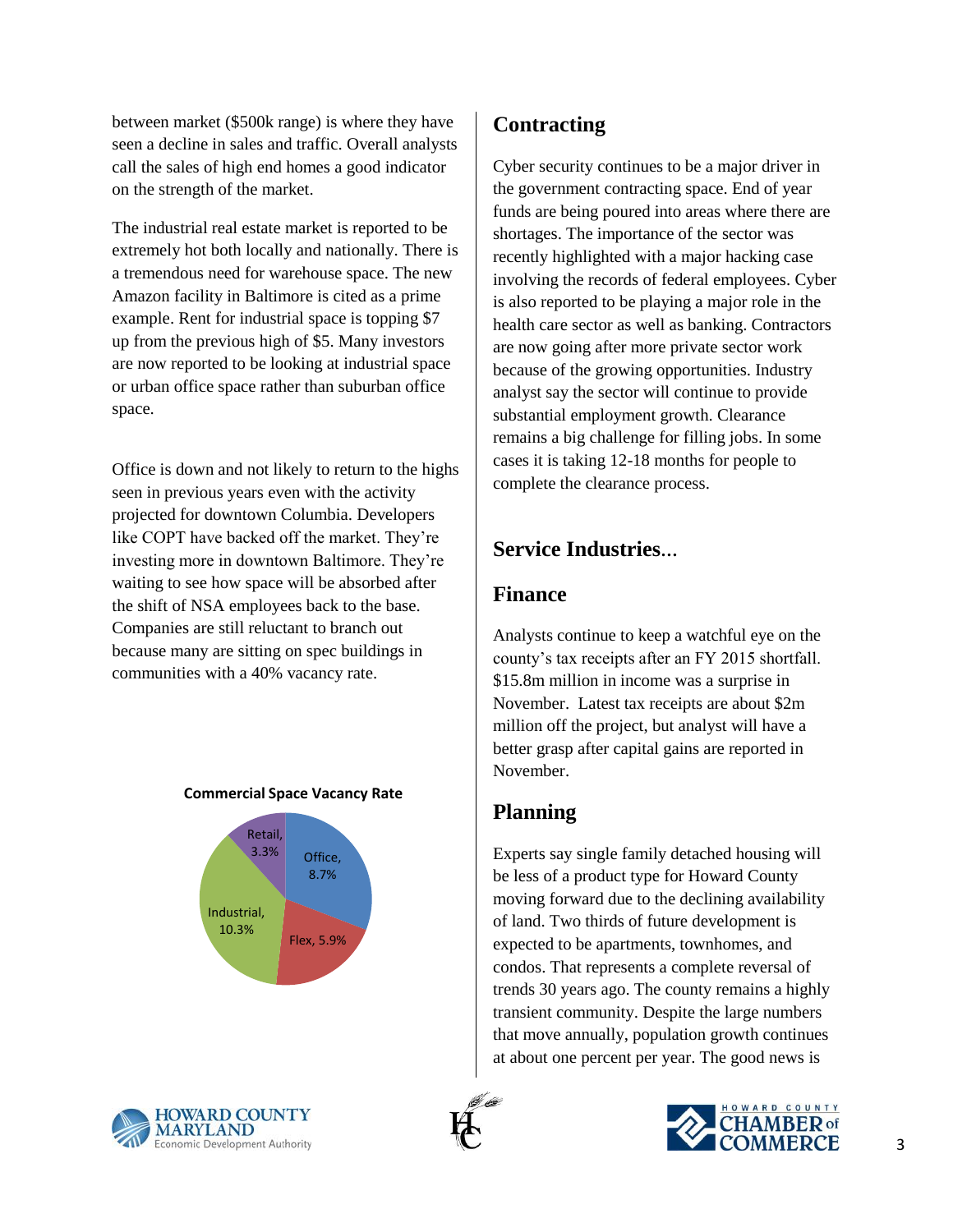between market ($500k range) is where they have seen a decline in sales and traffic. Overall analysts call the sales of high end homes a good indicator on the strength of the market.

The industrial real estate market is reported to be extremely hot both locally and nationally. There is a tremendous need for warehouse space. The new Amazon facility in Baltimore is cited as a prime example. Rent for industrial space is topping $7 up from the previous high of $5. Many investors are now reported to be looking at industrial space or urban office space rather than suburban office space.

Office is down and not likely to return to the highs seen in previous years even with the activity projected for downtown Columbia. Developers like COPT have backed off the market. They're investing more in downtown Baltimore. They're waiting to see how space will be absorbed after the shift of NSA employees back to the base. Companies are still reluctant to branch out because many are sitting on spec buildings in communities with a 40% vacancy rate.

**Commercial Space Vacancy Rate**

| Category | Vacancy Rate |
| --- | --- |
| Office | 8.7% |
| Flex | 5.9% |
| Industrial | 10.3% |
| Retail | 3.3% |

## Contracting

Cyber security continues to be a major driver in the government contracting space. End of year funds are being poured into areas where there are shortages. The importance of the sector was recently highlighted with a major hacking case involving the records of federal employees. Cyber is also reported to be playing a major role in the health care sector as well as banking. Contractors are now going after more private sector work because of the growing opportunities. Industry analyst say the sector will continue to provide substantial employment growth. Clearance remains a big challenge for filling jobs. In some cases it is taking 12-18 months for people to complete the clearance process.

## Service Industries...

## Finance

Analysts continue to keep a watchful eye on the county's tax receipts after an FY 2015 shortfall. $15.8m million in income was a surprise in November. Latest tax receipts are about $2m million off the project, but analyst will have a better grasp after capital gains are reported in November.

## Planning

Experts say single family detached housing will be less of a product type for Howard County moving forward due to the declining availability of land. Two thirds of future development is expected to be apartments, townhomes, and condos. That represents a complete reversal of trends 30 years ago. The county remains a highly transient community. Despite the large numbers that move annually, population growth continues at about one percent per year. The good news is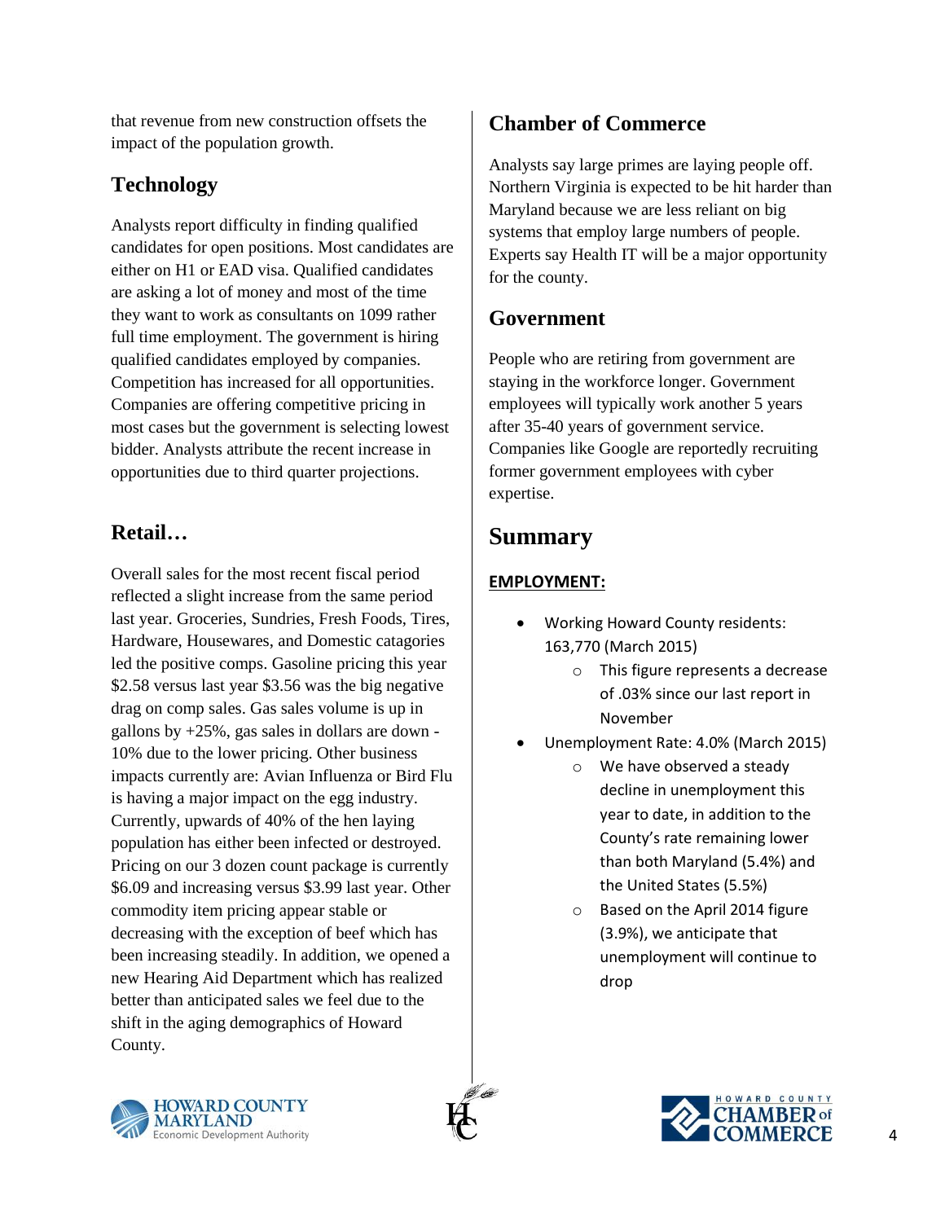that revenue from new construction offsets the impact of the population growth.

## Technology

Analysts report difficulty in finding qualified candidates for open positions. Most candidates are either on H1 or EAD visa. Qualified candidates are asking a lot of money and most of the time they want to work as consultants on 1099 rather full time employment. The government is hiring qualified candidates employed by companies. Competition has increased for all opportunities. Companies are offering competitive pricing in most cases but the government is selecting lowest bidder. Analysts attribute the recent increase in opportunities due to third quarter projections.

## Retail…

Overall sales for the most recent fiscal period reflected a slight increase from the same period last year. Groceries, Sundries, Fresh Foods, Tires, Hardware, Housewares, and Domestic catagories led the positive comps. Gasoline pricing this year $2.58 versus last year $3.56 was the big negative drag on comp sales. Gas sales volume is up in gallons by +25%, gas sales in dollars are down -10% due to the lower pricing. Other business impacts currently are: Avian Influenza or Bird Flu is having a major impact on the egg industry. Currently, upwards of 40% of the hen laying population has either been infected or destroyed. Pricing on our 3 dozen count package is currently $6.09 and increasing versus $3.99 last year. Other commodity item pricing appear stable or decreasing with the exception of beef which has been increasing steadily. In addition, we opened a new Hearing Aid Department which has realized better than anticipated sales we feel due to the shift in the aging demographics of Howard County.

## Chamber of Commerce

Analysts say large primes are laying people off. Northern Virginia is expected to be hit harder than Maryland because we are less reliant on big systems that employ large numbers of people. Experts say Health IT will be a major opportunity for the county.

## Government

People who are retiring from government are staying in the workforce longer. Government employees will typically work another 5 years after 35-40 years of government service. Companies like Google are reportedly recruiting former government employees with cyber expertise.

# Summary

**EMPLOYMENT:**

- Working Howard County residents: 163,770 (March 2015)
  - This figure represents a decrease of .03% since our last report in November
- Unemployment Rate: 4.0% (March 2015)
  - We have observed a steady decline in unemployment this year to date, in addition to the County's rate remaining lower than both Maryland (5.4%) and the United States (5.5%)
  - Based on the April 2014 figure (3.9%), we anticipate that unemployment will continue to drop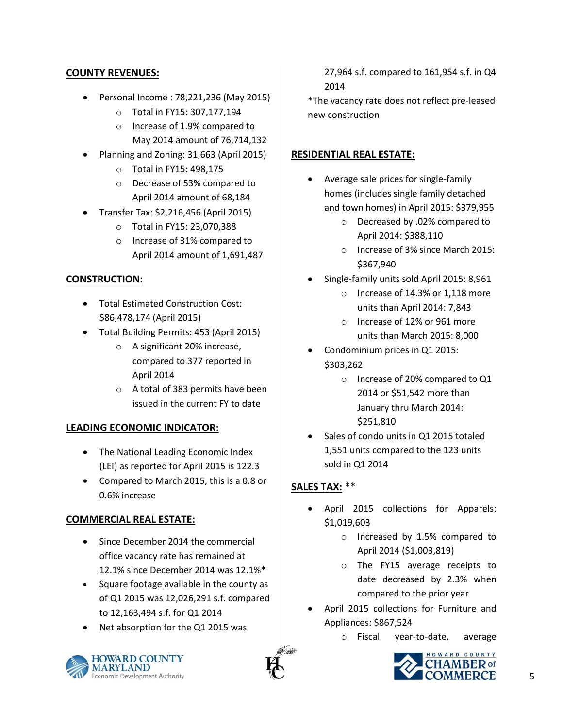**COUNTY REVENUES:**

- Personal Income : 78,221,236 (May 2015)
  - Total in FY15: 307,177,194
  - Increase of 1.9% compared to May 2014 amount of 76,714,132
- Planning and Zoning: 31,663 (April 2015)
  - Total in FY15: 498,175
  - Decrease of 53% compared to April 2014 amount of 68,184
- Transfer Tax: $2,216,456 (April 2015)
  - Total in FY15: 23,070,388
  - Increase of 31% compared to April 2014 amount of 1,691,487

**CONSTRUCTION:**

- Total Estimated Construction Cost: $86,478,174 (April 2015)
- Total Building Permits: 453 (April 2015)
  - A significant 20% increase, compared to 377 reported in April 2014
  - A total of 383 permits have been issued in the current FY to date

**LEADING ECONOMIC INDICATOR:**

- The National Leading Economic Index (LEI) as reported for April 2015 is 122.3
- Compared to March 2015, this is a 0.8 or 0.6% increase

**COMMERCIAL REAL ESTATE:**

- Since December 2014 the commercial office vacancy rate has remained at 12.1% since December 2014 was 12.1%*
- Square footage available in the county as of Q1 2015 was 12,026,291 s.f. compared to 12,163,494 s.f. for Q1 2014
- Net absorption for the Q1 2015 was 27,964 s.f. compared to 161,954 s.f. in Q4 2014

*The vacancy rate does not reflect pre-leased new construction

**RESIDENTIAL REAL ESTATE:**

- Average sale prices for single-family homes (includes single family detached and town homes) in April 2015: $379,955
  - Decreased by .02% compared to April 2014: $388,110
  - Increase of 3% since March 2015: $367,940
- Single-family units sold April 2015: 8,961
  - Increase of 14.3% or 1,118 more units than April 2014: 7,843
  - Increase of 12% or 961 more units than March 2015: 8,000
- Condominium prices in Q1 2015: $303,262
  - Increase of 20% compared to Q1 2014 or $51,542 more than January thru March 2014: $251,810
- Sales of condo units in Q1 2015 totaled 1,551 units compared to the 123 units sold in Q1 2014

**SALES TAX:** **

- April 2015 collections for Apparels: $1,019,603
  - Increased by 1.5% compared to April 2014 ($1,003,819)
  - The FY15 average receipts to date decreased by 2.3% when compared to the prior year
- April 2015 collections for Furniture and Appliances: $867,524
  - Fiscal year-to-date, average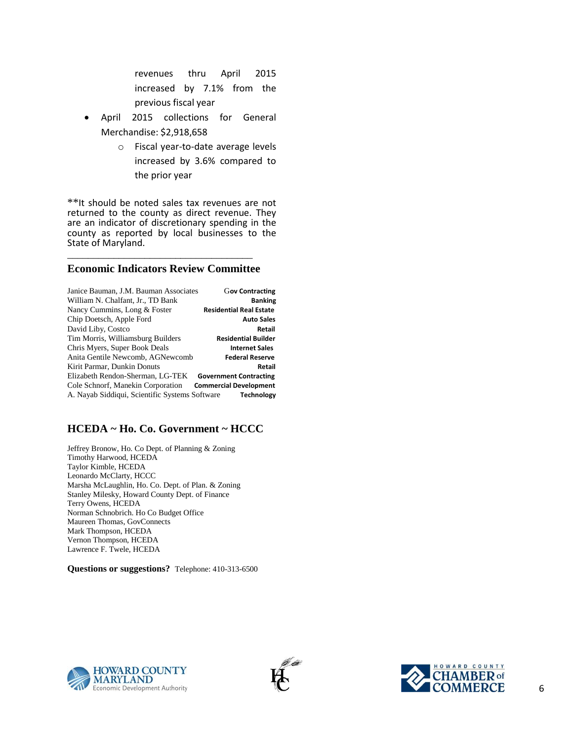revenues thru April 2015 increased by 7.1% from the previous fiscal year

- April 2015 collections for General Merchandise: $2,918,658
  - Fiscal year-to-date average levels increased by 3.6% compared to the prior year

**It should be noted sales tax revenues are not returned to the county as direct revenue. They are an indicator of discretionary spending in the county as reported by local businesses to the State of Maryland.

---

## Economic Indicators Review Committee

| | |
|---|---|
| Janice Bauman, J.M. Bauman Associates | **Gov Contracting** |
| William N. Chalfant, Jr., TD Bank | **Banking** |
| Nancy Cummins, Long & Foster | **Residential Real Estate** |
| Chip Doetsch, Apple Ford | **Auto Sales** |
| David Liby, Costco | **Retail** |
| Tim Morris, Williamsburg Builders | **Residential Builder** |
| Chris Myers, Super Book Deals | **Internet Sales** |
| Anita Gentile Newcomb, AGNewcomb | **Federal Reserve** |
| Kirit Parmar, Dunkin Donuts | **Retail** |
| Elizabeth Rendon-Sherman, LG-TEK | **Government Contracting** |
| Cole Schnorf, Manekin Corporation | **Commercial Development** |
| A. Nayab Siddiqui, Scientific Systems Software | **Technology** |

## HCEDA ~ Ho. Co. Government ~ HCCC

Jeffrey Bronow, Ho. Co Dept. of Planning & Zoning
Timothy Harwood, HCEDA
Taylor Kimble, HCEDA
Leonardo McClarty, HCCC
Marsha McLaughlin, Ho. Co. Dept. of Plan. & Zoning
Stanley Milesky, Howard County Dept. of Finance
Terry Owens, HCEDA
Norman Schnobrich. Ho Co Budget Office
Maureen Thomas, GovConnects
Mark Thompson, HCEDA
Vernon Thompson, HCEDA
Lawrence F. Twele, HCEDA

**Questions or suggestions?** Telephone: 410-313-6500

HOWARD COUNTY MARYLAND Economic Development Authority

HOWARD COUNTY CHAMBER of COMMERCE